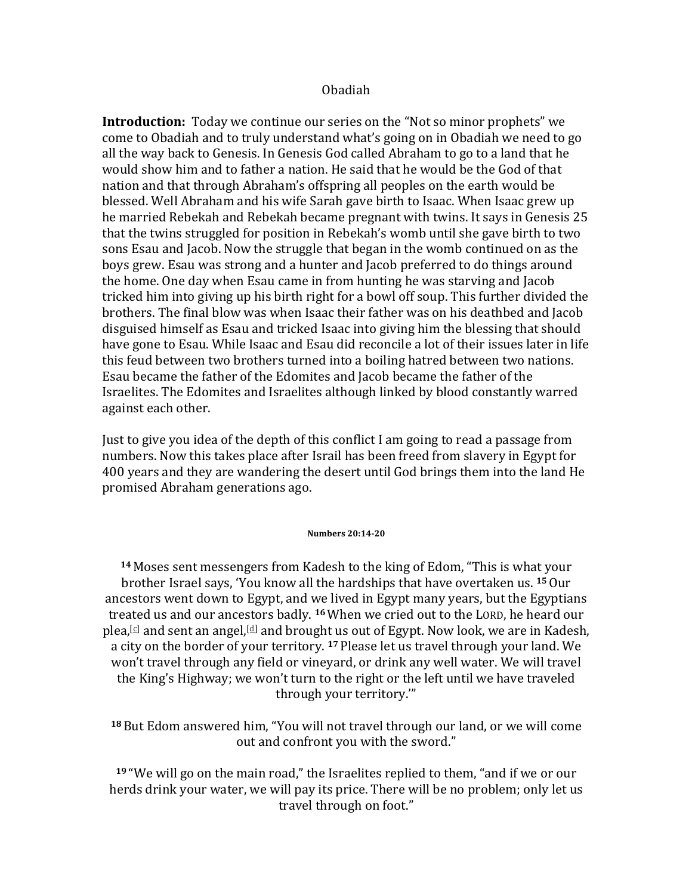Obadiah

**Introduction:** Today we continue our series on the "Not so minor prophets" we come to Obadiah and to truly understand what's going on in Obadiah we need to go all the way back to Genesis. In Genesis God called Abraham to go to a land that he would show him and to father a nation. He said that he would be the God of that nation and that through Abraham's offspring all peoples on the earth would be blessed. Well Abraham and his wife Sarah gave birth to Isaac. When Isaac grew up he married Rebekah and Rebekah became pregnant with twins. It says in Genesis 25 that the twins struggled for position in Rebekah's womb until she gave birth to two sons Esau and Jacob. Now the struggle that began in the womb continued on as the boys grew. Esau was strong and a hunter and Jacob preferred to do things around the home. One day when Esau came in from hunting he was starving and Jacob tricked him into giving up his birth right for a bowl off soup. This further divided the brothers. The final blow was when Isaac their father was on his deathbed and Jacob disguised himself as Esau and tricked Isaac into giving him the blessing that should have gone to Esau. While Isaac and Esau did reconcile a lot of their issues later in life this feud between two brothers turned into a boiling hatred between two nations. Esau became the father of the Edomites and Jacob became the father of the Israelites. The Edomites and Israelites although linked by blood constantly warred against each other.

Just to give you idea of the depth of this conflict I am going to read a passage from numbers. Now this takes place after Israil has been freed from slavery in Egypt for 400 years and they are wandering the desert until God brings them into the land He promised Abraham generations ago.

**Numbers 20:14-20**

**14** Moses sent messengers from Kadesh to the king of Edom, "This is what your brother Israel says, 'You know all the hardships that have overtaken us. **15** Our ancestors went down to Egypt, and we lived in Egypt many years, but the Egyptians treated us and our ancestors badly. **16** When we cried out to the LORD, he heard our plea,[c] and sent an angel,[d] and brought us out of Egypt. Now look, we are in Kadesh, a city on the border of your territory. **17** Please let us travel through your land. We won't travel through any field or vineyard, or drink any well water. We will travel the King's Highway; we won't turn to the right or the left until we have traveled through your territory.'"

**18** But Edom answered him, "You will not travel through our land, or we will come out and confront you with the sword."

**19** "We will go on the main road," the Israelites replied to them, "and if we or our herds drink your water, we will pay its price. There will be no problem; only let us travel through on foot."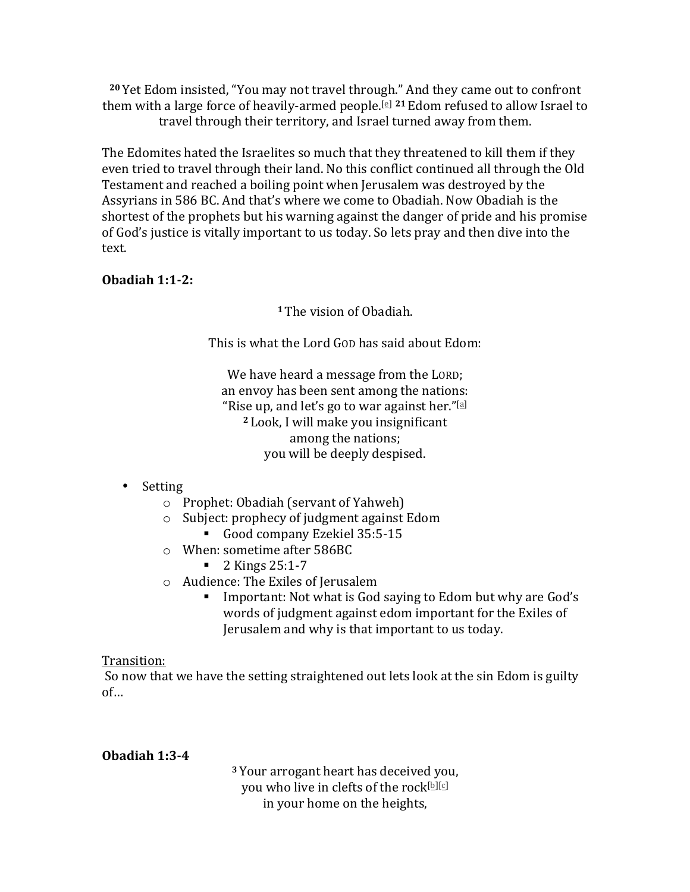[20] Yet Edom insisted, “You may not travel through.” And they came out to confront them with a large force of heavily-armed people.[e] [21] Edom refused to allow Israel to travel through their territory, and Israel turned away from them.

The Edomites hated the Israelites so much that they threatened to kill them if they even tried to travel through their land. No this conflict continued all through the Old Testament and reached a boiling point when Jerusalem was destroyed by the Assyrians in 586 BC. And that’s where we come to Obadiah. Now Obadiah is the shortest of the prophets but his warning against the danger of pride and his promise of God’s justice is vitally important to us today. So lets pray and then dive into the text.

**Obadiah 1:1-2:**

[1] The vision of Obadiah.

This is what the Lord GOD has said about Edom:

We have heard a message from the LORD;
an envoy has been sent among the nations:
“Rise up, and let’s go to war against her.”[a]
[2] Look, I will make you insignificant
among the nations;
you will be deeply despised.

- Setting
  - Prophet: Obadiah (servant of Yahweh)
  - Subject: prophecy of judgment against Edom
    - Good company Ezekiel 35:5-15
  - When: sometime after 586BC
    - 2 Kings 25:1-7
  - Audience: The Exiles of Jerusalem
    - Important: Not what is God saying to Edom but why are God’s words of judgment against edom important for the Exiles of Jerusalem and why is that important to us today.

Transition:
So now that we have the setting straightened out lets look at the sin Edom is guilty of…

**Obadiah 1:3-4**

[3] Your arrogant heart has deceived you,
you who live in clefts of the rock[b][c]
in your home on the heights,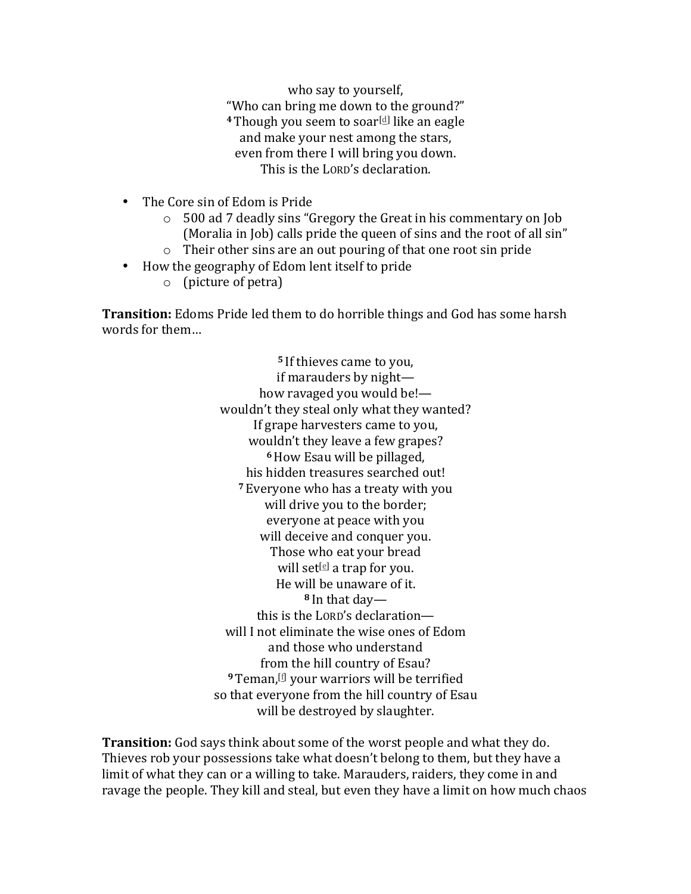who say to yourself,
"Who can bring me down to the ground?"
**4** Though you seem to soar[d] like an eagle
and make your nest among the stars,
even from there I will bring you down.
This is the LORD's declaration.

- The Core sin of Edom is Pride
    - 500 ad 7 deadly sins "Gregory the Great in his commentary on Job (Moralia in Job) calls pride the queen of sins and the root of all sin"
    - Their other sins are an out pouring of that one root sin pride
- How the geography of Edom lent itself to pride
    - (picture of petra)

**Transition:** Edoms Pride led them to do horrible things and God has some harsh words for them…

**5** If thieves came to you,
if marauders by night—
how ravaged you would be!—
wouldn't they steal only what they wanted?
If grape harvesters came to you,
wouldn't they leave a few grapes?
**6** How Esau will be pillaged,
his hidden treasures searched out!
**7** Everyone who has a treaty with you
will drive you to the border;
everyone at peace with you
will deceive and conquer you.
Those who eat your bread
will set[e] a trap for you.
He will be unaware of it.
**8** In that day—
this is the LORD's declaration—
will I not eliminate the wise ones of Edom
and those who understand
from the hill country of Esau?
**9** Teman,[f] your warriors will be terrified
so that everyone from the hill country of Esau
will be destroyed by slaughter.

**Transition:** God says think about some of the worst people and what they do. Thieves rob your possessions take what doesn't belong to them, but they have a limit of what they can or a willing to take. Marauders, raiders, they come in and ravage the people. They kill and steal, but even they have a limit on how much chaos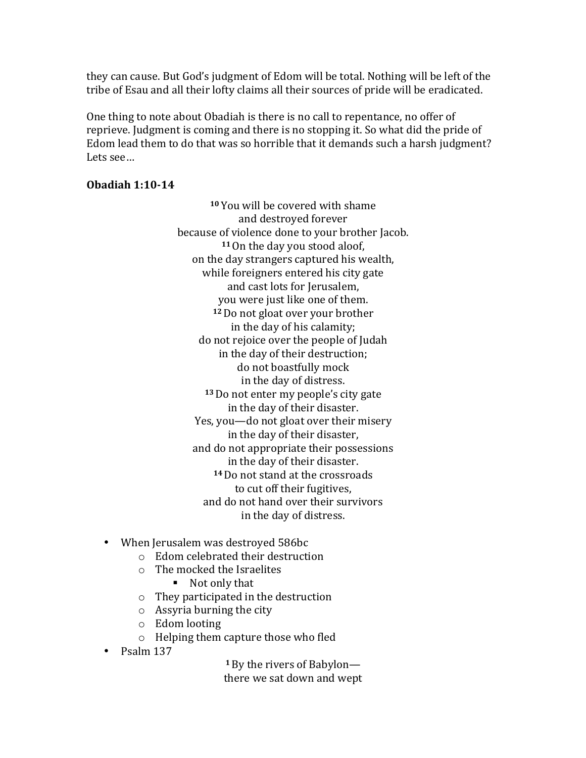they can cause. But God's judgment of Edom will be total. Nothing will be left of the tribe of Esau and all their lofty claims all their sources of pride will be eradicated.

One thing to note about Obadiah is there is no call to repentance, no offer of reprieve. Judgment is coming and there is no stopping it. So what did the pride of Edom lead them to do that was so horrible that it demands such a harsh judgment? Lets see…

**Obadiah 1:10-14**

**10** You will be covered with shame  
and destroyed forever  
because of violence done to your brother Jacob.  
**11** On the day you stood aloof,  
on the day strangers captured his wealth,  
while foreigners entered his city gate  
and cast lots for Jerusalem,  
you were just like one of them.  
**12** Do not gloat over your brother  
in the day of his calamity;  
do not rejoice over the people of Judah  
in the day of their destruction;  
do not boastfully mock  
in the day of distress.  
**13** Do not enter my people's city gate  
in the day of their disaster.  
Yes, you—do not gloat over their misery  
in the day of their disaster,  
and do not appropriate their possessions  
in the day of their disaster.  
**14** Do not stand at the crossroads  
to cut off their fugitives,  
and do not hand over their survivors  
in the day of distress.

- When Jerusalem was destroyed 586bc
  - Edom celebrated their destruction
  - The mocked the Israelites
    - Not only that
  - They participated in the destruction
  - Assyria burning the city
  - Edom looting
  - Helping them capture those who fled
- Psalm 137

**1** By the rivers of Babylon—  
there we sat down and wept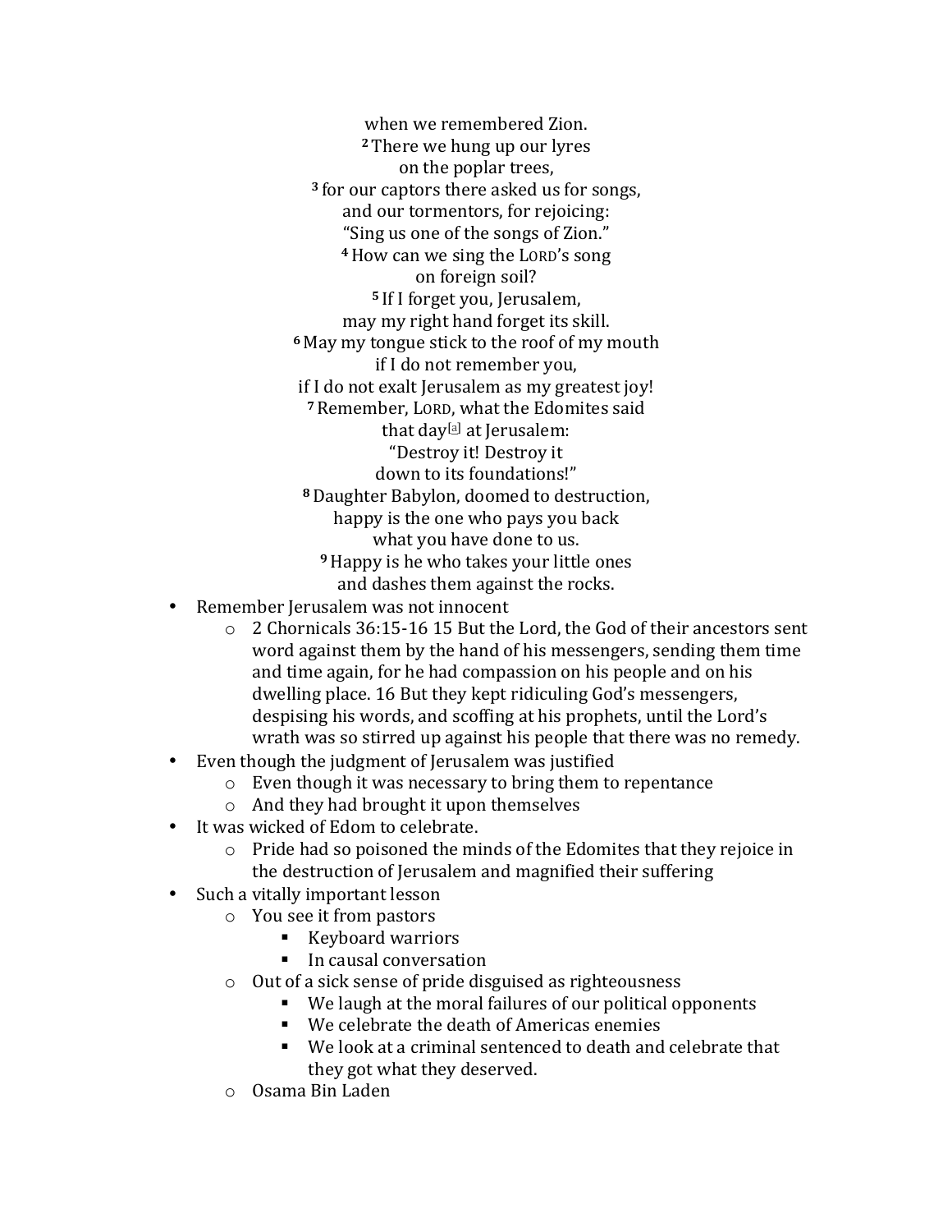when we remembered Zion.
[2] There we hung up our lyres
on the poplar trees,
[3] for our captors there asked us for songs,
and our tormentors, for rejoicing:
"Sing us one of the songs of Zion."
[4] How can we sing the LORD's song
on foreign soil?
[5] If I forget you, Jerusalem,
may my right hand forget its skill.
[6] May my tongue stick to the roof of my mouth
if I do not remember you,
if I do not exalt Jerusalem as my greatest joy!
[7] Remember, LORD, what the Edomites said
that day[a] at Jerusalem:
"Destroy it! Destroy it
down to its foundations!"
[8] Daughter Babylon, doomed to destruction,
happy is the one who pays you back
what you have done to us.
[9] Happy is he who takes your little ones
and dashes them against the rocks.

- Remember Jerusalem was not innocent
  - 2 Chornicals 36:15-16 15 But the Lord, the God of their ancestors sent word against them by the hand of his messengers, sending them time and time again, for he had compassion on his people and on his dwelling place. 16 But they kept ridiculing God's messengers, despising his words, and scoffing at his prophets, until the Lord's wrath was so stirred up against his people that there was no remedy.
- Even though the judgment of Jerusalem was justified
  - Even though it was necessary to bring them to repentance
  - And they had brought it upon themselves
- It was wicked of Edom to celebrate.
  - Pride had so poisoned the minds of the Edomites that they rejoice in the destruction of Jerusalem and magnified their suffering
- Such a vitally important lesson
  - You see it from pastors
    - Keyboard warriors
    - In causal conversation
  - Out of a sick sense of pride disguised as righteousness
    - We laugh at the moral failures of our political opponents
    - We celebrate the death of Americas enemies
    - We look at a criminal sentenced to death and celebrate that they got what they deserved.
  - Osama Bin Laden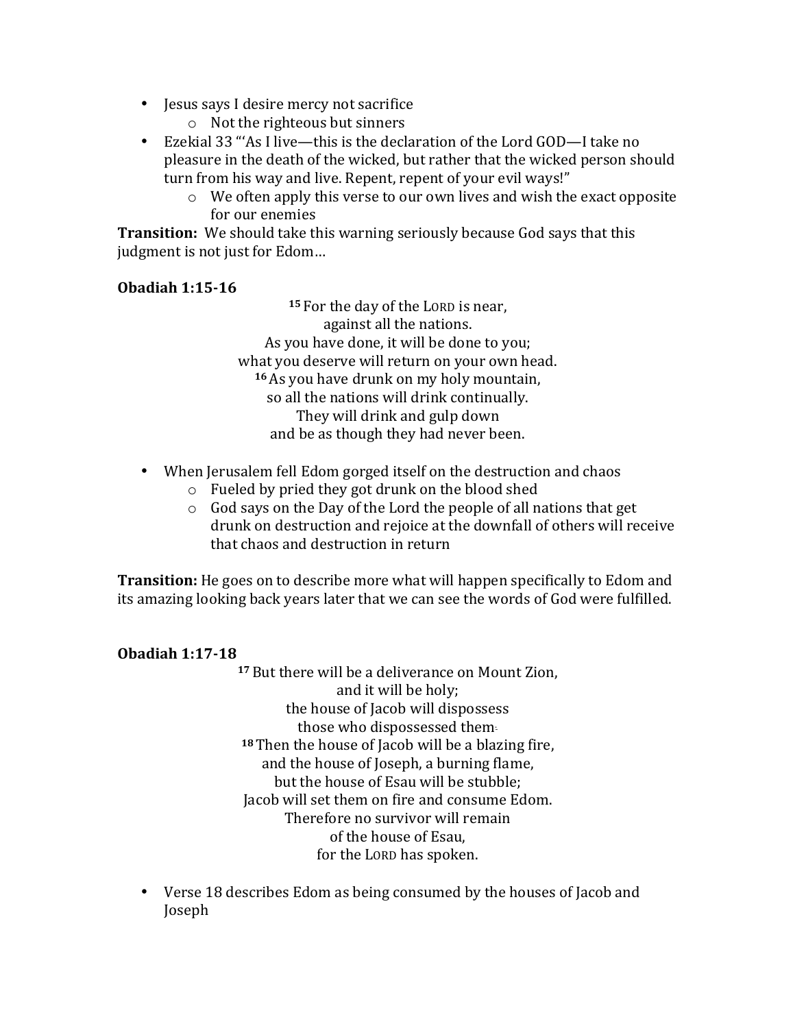- Jesus says I desire mercy not sacrifice
    - Not the righteous but sinners
- Ezekial 33 "'As I live—this is the declaration of the Lord GOD—I take no pleasure in the death of the wicked, but rather that the wicked person should turn from his way and live. Repent, repent of your evil ways!"
    - We often apply this verse to our own lives and wish the exact opposite for our enemies

**Transition:** We should take this warning seriously because God says that this judgment is not just for Edom…

**Obadiah 1:15-16**

15 For the day of the LORD is near,  
against all the nations.  
As you have done, it will be done to you;  
what you deserve will return on your own head.  
16 As you have drunk on my holy mountain,  
so all the nations will drink continually.  
They will drink and gulp down  
and be as though they had never been.

- When Jerusalem fell Edom gorged itself on the destruction and chaos
    - Fueled by pried they got drunk on the blood shed
    - God says on the Day of the Lord the people of all nations that get drunk on destruction and rejoice at the downfall of others will receive that chaos and destruction in return

**Transition:** He goes on to describe more what will happen specifically to Edom and its amazing looking back years later that we can see the words of God were fulfilled.

**Obadiah 1:17-18**

17 But there will be a deliverance on Mount Zion,  
and it will be holy;  
the house of Jacob will dispossess  
those who dispossessed them.  
18 Then the house of Jacob will be a blazing fire,  
and the house of Joseph, a burning flame,  
but the house of Esau will be stubble;  
Jacob will set them on fire and consume Edom.  
Therefore no survivor will remain  
of the house of Esau,  
for the LORD has spoken.

- Verse 18 describes Edom as being consumed by the houses of Jacob and Joseph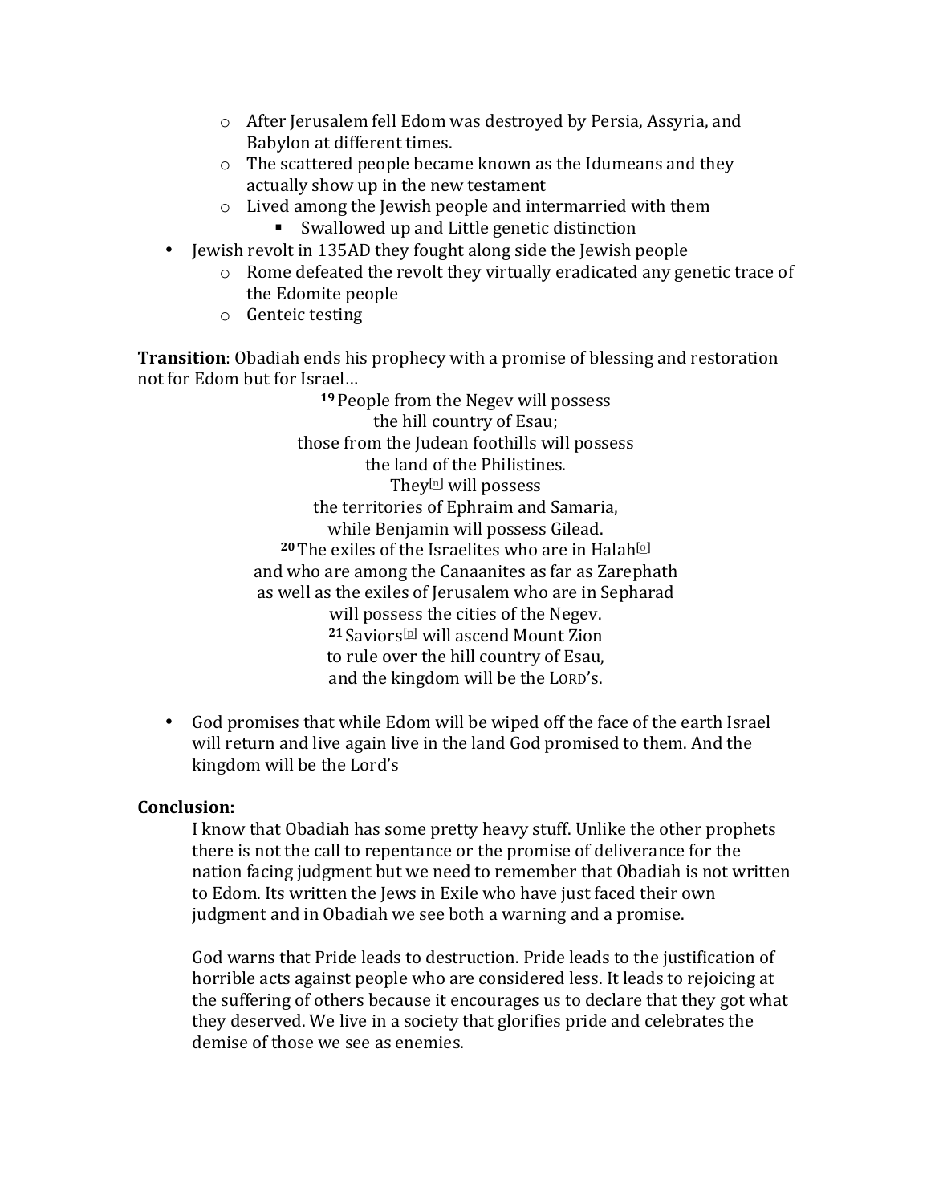- After Jerusalem fell Edom was destroyed by Persia, Assyria, and Babylon at different times.
  - The scattered people became known as the Idumeans and they actually show up in the new testament
  - Lived among the Jewish people and intermarried with them
    - Swallowed up and Little genetic distinction
- Jewish revolt in 135AD they fought along side the Jewish people
  - Rome defeated the revolt they virtually eradicated any genetic trace of the Edomite people
  - Genteic testing

**Transition**: Obadiah ends his prophecy with a promise of blessing and restoration not for Edom but for Israel…

> **19** People from the Negev will possess
> the hill country of Esau;
> those from the Judean foothills will possess
> the land of the Philistines.
> They[n] will possess
> the territories of Ephraim and Samaria,
> while Benjamin will possess Gilead.
> **20** The exiles of the Israelites who are in Halah[o]
> and who are among the Canaanites as far as Zarephath
> as well as the exiles of Jerusalem who are in Sepharad
> will possess the cities of the Negev.
> **21** Saviors[p] will ascend Mount Zion
> to rule over the hill country of Esau,
> and the kingdom will be the LORD's.

- God promises that while Edom will be wiped off the face of the earth Israel will return and live again live in the land God promised to them. And the kingdom will be the Lord's

**Conclusion:**

I know that Obadiah has some pretty heavy stuff. Unlike the other prophets there is not the call to repentance or the promise of deliverance for the nation facing judgment but we need to remember that Obadiah is not written to Edom. Its written the Jews in Exile who have just faced their own judgment and in Obadiah we see both a warning and a promise.

God warns that Pride leads to destruction. Pride leads to the justification of horrible acts against people who are considered less. It leads to rejoicing at the suffering of others because it encourages us to declare that they got what they deserved. We live in a society that glorifies pride and celebrates the demise of those we see as enemies.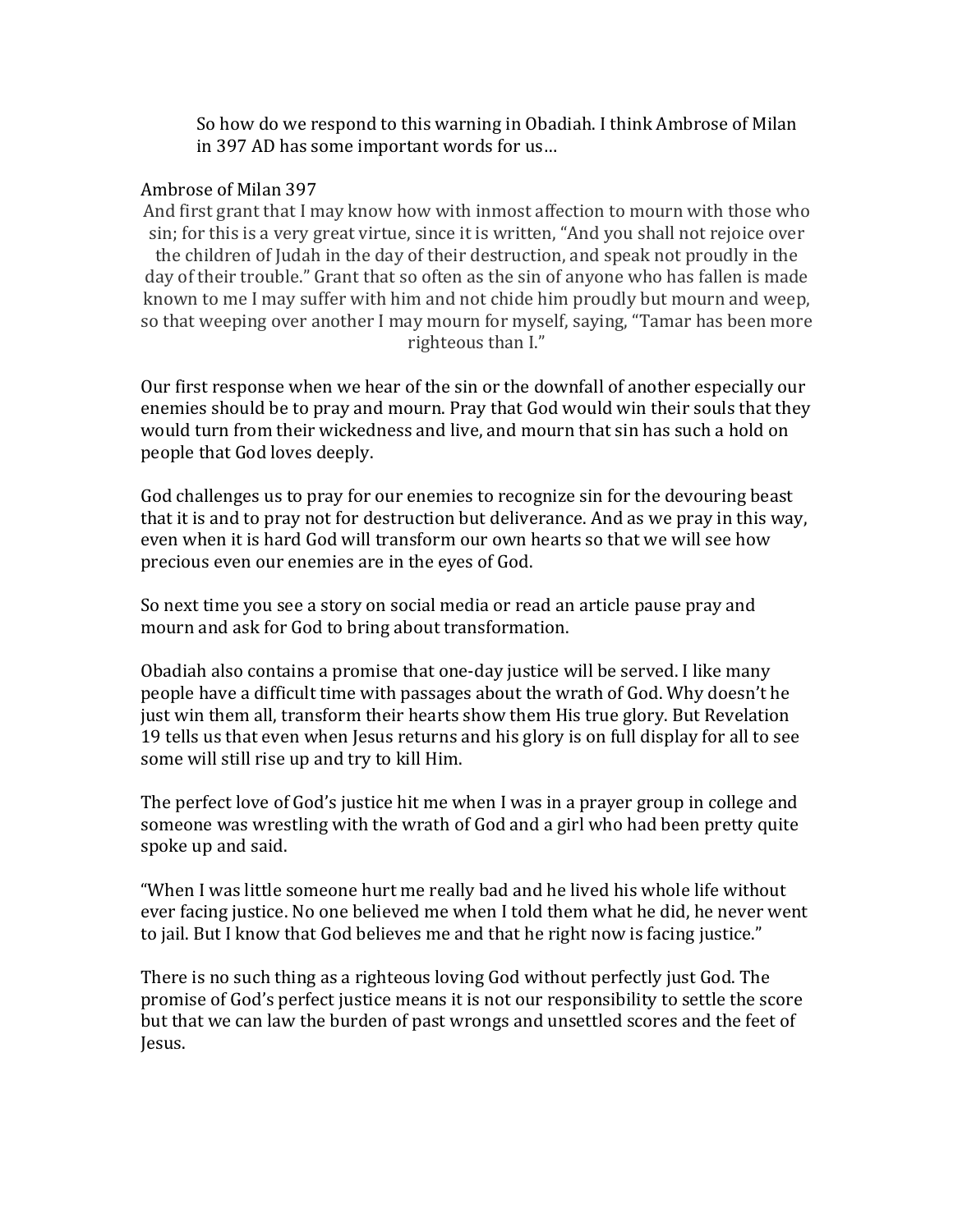So how do we respond to this warning in Obadiah. I think Ambrose of Milan in 397 AD has some important words for us…

Ambrose of Milan 397

> And first grant that I may know how with inmost affection to mourn with those who sin; for this is a very great virtue, since it is written, "And you shall not rejoice over the children of Judah in the day of their destruction, and speak not proudly in the day of their trouble." Grant that so often as the sin of anyone who has fallen is made known to me I may suffer with him and not chide him proudly but mourn and weep, so that weeping over another I may mourn for myself, saying, "Tamar has been more righteous than I."

Our first response when we hear of the sin or the downfall of another especially our enemies should be to pray and mourn. Pray that God would win their souls that they would turn from their wickedness and live, and mourn that sin has such a hold on people that God loves deeply.

God challenges us to pray for our enemies to recognize sin for the devouring beast that it is and to pray not for destruction but deliverance. And as we pray in this way, even when it is hard God will transform our own hearts so that we will see how precious even our enemies are in the eyes of God.

So next time you see a story on social media or read an article pause pray and mourn and ask for God to bring about transformation.

Obadiah also contains a promise that one-day justice will be served. I like many people have a difficult time with passages about the wrath of God. Why doesn't he just win them all, transform their hearts show them His true glory. But Revelation 19 tells us that even when Jesus returns and his glory is on full display for all to see some will still rise up and try to kill Him.

The perfect love of God's justice hit me when I was in a prayer group in college and someone was wrestling with the wrath of God and a girl who had been pretty quite spoke up and said.

"When I was little someone hurt me really bad and he lived his whole life without ever facing justice. No one believed me when I told them what he did, he never went to jail. But I know that God believes me and that he right now is facing justice."

There is no such thing as a righteous loving God without perfectly just God. The promise of God's perfect justice means it is not our responsibility to settle the score but that we can law the burden of past wrongs and unsettled scores and the feet of Jesus.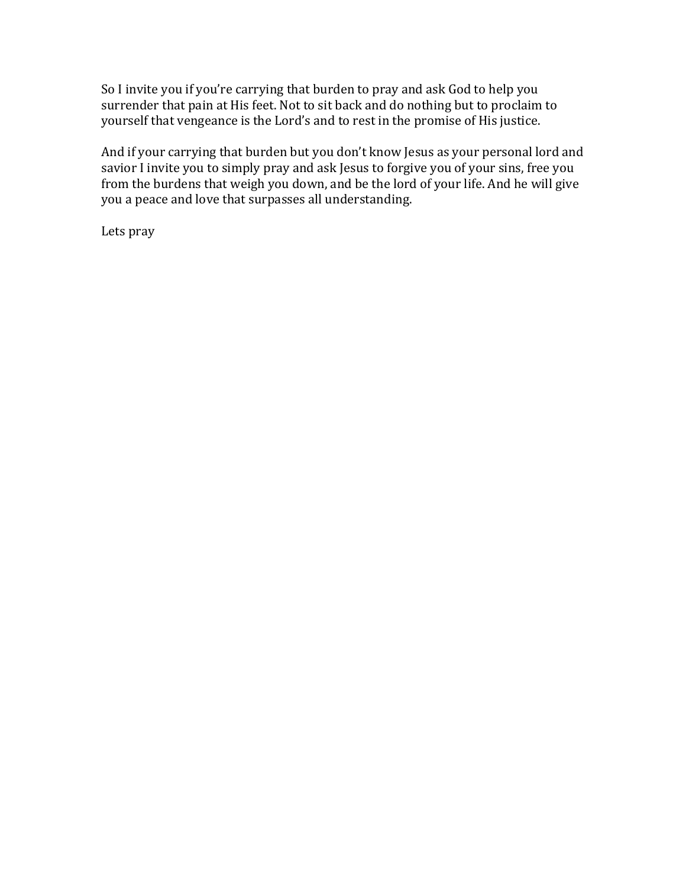So I invite you if you're carrying that burden to pray and ask God to help you surrender that pain at His feet. Not to sit back and do nothing but to proclaim to yourself that vengeance is the Lord's and to rest in the promise of His justice.

And if your carrying that burden but you don't know Jesus as your personal lord and savior I invite you to simply pray and ask Jesus to forgive you of your sins, free you from the burdens that weigh you down, and be the lord of your life. And he will give you a peace and love that surpasses all understanding.

Lets pray